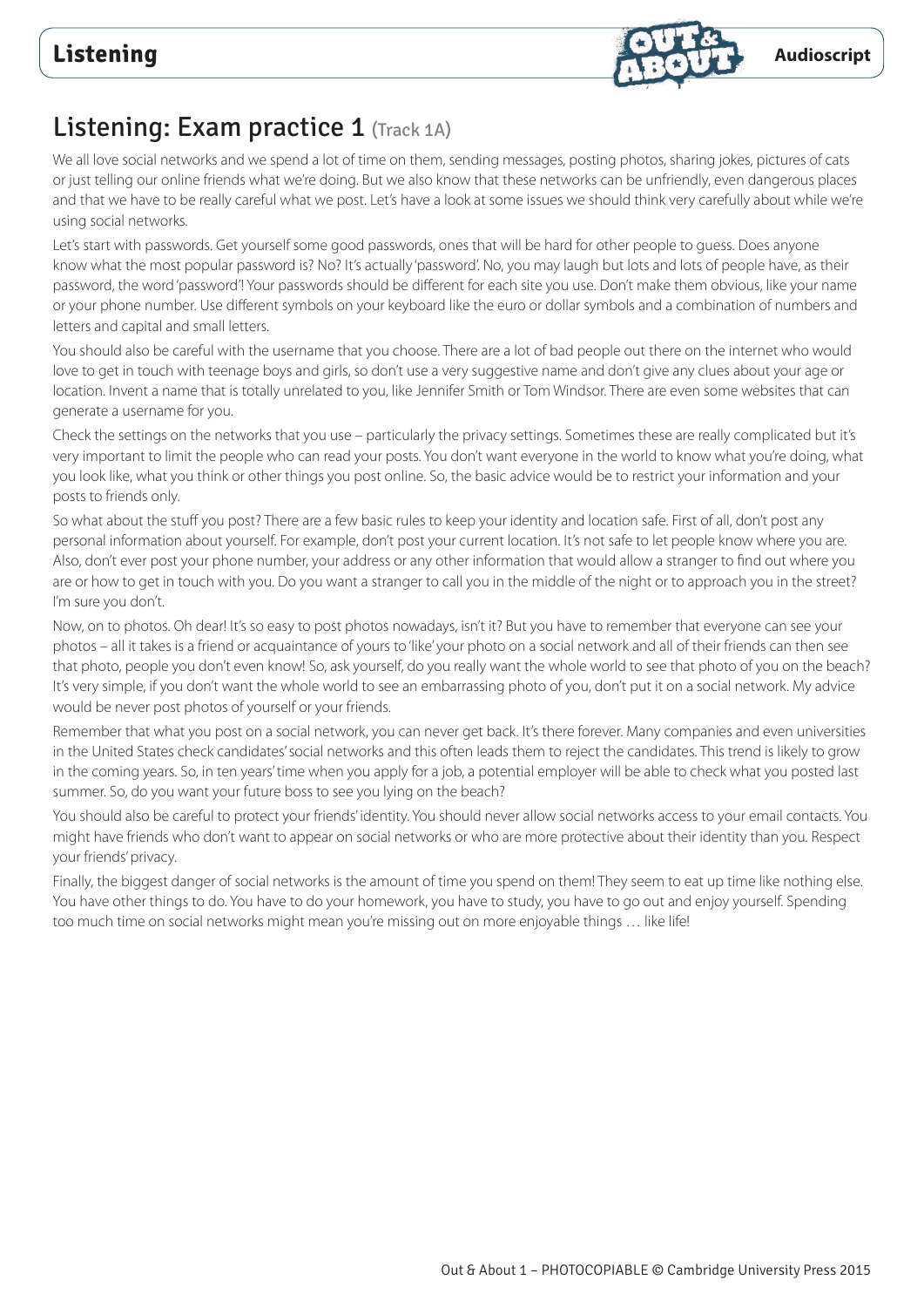# Listening: Exam practice 1 (Track 1A)

We all love social networks and we spend a lot of time on them, sending messages, posting photos, sharing jokes, pictures of cats or just telling our online friends what we're doing. But we also know that these networks can be unfriendly, even dangerous places and that we have to be really careful what we post. Let's have a look at some issues we should think very carefully about while we're using social networks.

Let's start with passwords. Get yourself some good passwords, ones that will be hard for other people to guess. Does anyone know what the most popular password is? No? It's actually 'password'. No, you may laugh but lots and lots of people have, as their password, the word 'password'! Your passwords should be different for each site you use. Don't make them obvious, like your name or your phone number. Use different symbols on your keyboard like the euro or dollar symbols and a combination of numbers and letters and capital and small letters.

You should also be careful with the username that you choose. There are a lot of bad people out there on the internet who would love to get in touch with teenage boys and girls, so don't use a very suggestive name and don't give any clues about your age or location. Invent a name that is totally unrelated to you, like Jennifer Smith or Tom Windsor. There are even some websites that can generate a username for you.

Check the settings on the networks that you use – particularly the privacy settings. Sometimes these are really complicated but it's very important to limit the people who can read your posts. You don't want everyone in the world to know what you're doing, what you look like, what you think or other things you post online. So, the basic advice would be to restrict your information and your posts to friends only.

So what about the stuff you post? There are a few basic rules to keep your identity and location safe. First of all, don't post any personal information about yourself. For example, don't post your current location. It's not safe to let people know where you are. Also, don't ever post your phone number, your address or any other information that would allow a stranger to find out where you are or how to get in touch with you. Do you want a stranger to call you in the middle of the night or to approach you in the street? I'm sure you don't.

Now, on to photos. Oh dear! It's so easy to post photos nowadays, isn't it? But you have to remember that everyone can see your photos – all it takes is a friend or acquaintance of yours to 'like' your photo on a social network and all of their friends can then see that photo, people you don't even know! So, ask yourself, do you really want the whole world to see that photo of you on the beach? It's very simple, if you don't want the whole world to see an embarrassing photo of you, don't put it on a social network. My advice would be never post photos of yourself or your friends.

Remember that what you post on a social network, you can never get back. It's there forever. Many companies and even universities in the United States check candidates' social networks and this often leads them to reject the candidates. This trend is likely to grow in the coming years. So, in ten years' time when you apply for a job, a potential employer will be able to check what you posted last summer. So, do you want your future boss to see you lying on the beach?

You should also be careful to protect your friends' identity. You should never allow social networks access to your email contacts. You might have friends who don't want to appear on social networks or who are more protective about their identity than you. Respect your friends' privacy.

Finally, the biggest danger of social networks is the amount of time you spend on them! They seem to eat up time like nothing else. You have other things to do. You have to do your homework, you have to study, you have to go out and enjoy yourself. Spending too much time on social networks might mean you're missing out on more enjoyable things … like life!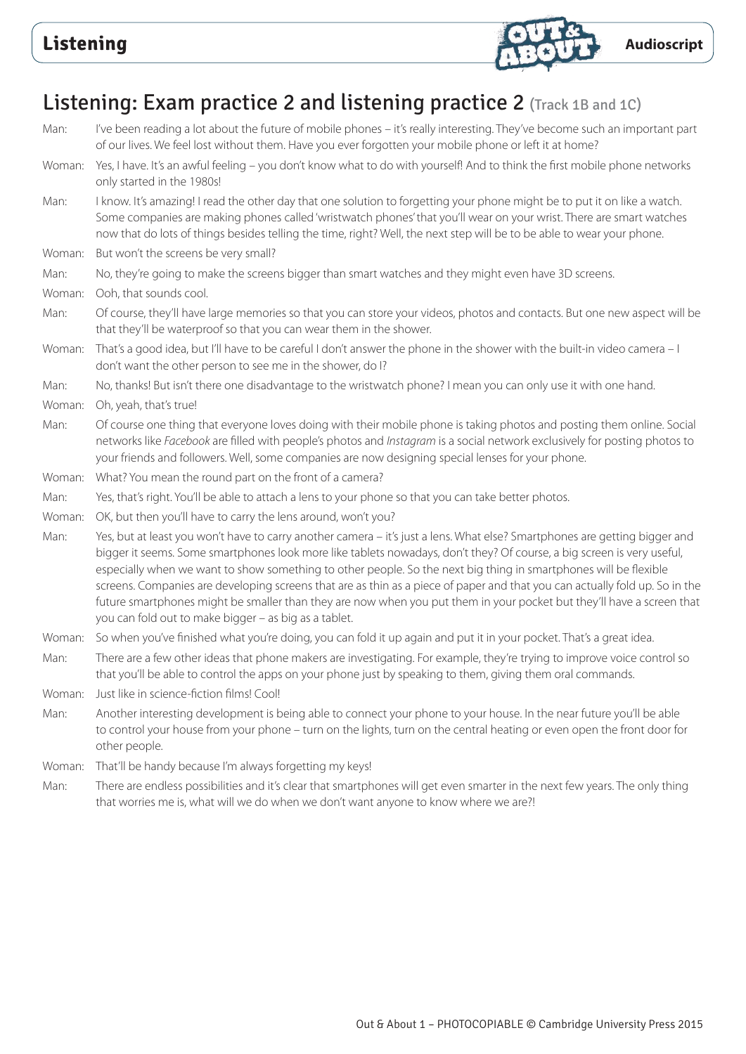# Listening: Exam practice 2 and listening practice 2 (Track 1B and 1C)

**Man:** I've been reading a lot about the future of mobile phones – it's really interesting. They've become such an important part of our lives. We feel lost without them. Have you ever forgotten your mobile phone or left it at home?

**Woman:** Yes, I have. It's an awful feeling – you don't know what to do with yourself! And to think the first mobile phone networks only started in the 1980s!

**Man:** I know. It's amazing! I read the other day that one solution to forgetting your phone might be to put it on like a watch. Some companies are making phones called 'wristwatch phones' that you'll wear on your wrist. There are smart watches now that do lots of things besides telling the time, right? Well, the next step will be to be able to wear your phone.

**Woman:** But won't the screens be very small?

**Man:** No, they're going to make the screens bigger than smart watches and they might even have 3D screens.

**Woman:** Ooh, that sounds cool.

**Man:** Of course, they'll have large memories so that you can store your videos, photos and contacts. But one new aspect will be that they'll be waterproof so that you can wear them in the shower.

**Woman:** That's a good idea, but I'll have to be careful I don't answer the phone in the shower with the built-in video camera – I don't want the other person to see me in the shower, do I?

**Man:** No, thanks! But isn't there one disadvantage to the wristwatch phone? I mean you can only use it with one hand.

**Woman:** Oh, yeah, that's true!

**Man:** Of course one thing that everyone loves doing with their mobile phone is taking photos and posting them online. Social networks like *Facebook* are filled with people's photos and *Instagram* is a social network exclusively for posting photos to your friends and followers. Well, some companies are now designing special lenses for your phone.

**Woman:** What? You mean the round part on the front of a camera?

**Man:** Yes, that's right. You'll be able to attach a lens to your phone so that you can take better photos.

**Woman:** OK, but then you'll have to carry the lens around, won't you?

**Man:** Yes, but at least you won't have to carry another camera – it's just a lens. What else? Smartphones are getting bigger and bigger it seems. Some smartphones look more like tablets nowadays, don't they? Of course, a big screen is very useful, especially when we want to show something to other people. So the next big thing in smartphones will be flexible screens. Companies are developing screens that are as thin as a piece of paper and that you can actually fold up. So in the future smartphones might be smaller than they are now when you put them in your pocket but they'll have a screen that you can fold out to make bigger – as big as a tablet.

**Woman:** So when you've finished what you're doing, you can fold it up again and put it in your pocket. That's a great idea.

**Man:** There are a few other ideas that phone makers are investigating. For example, they're trying to improve voice control so that you'll be able to control the apps on your phone just by speaking to them, giving them oral commands.

**Woman:** Just like in science-fiction films! Cool!

**Man:** Another interesting development is being able to connect your phone to your house. In the near future you'll be able to control your house from your phone – turn on the lights, turn on the central heating or even open the front door for other people.

**Woman:** That'll be handy because I'm always forgetting my keys!

**Man:** There are endless possibilities and it's clear that smartphones will get even smarter in the next few years. The only thing that worries me is, what will we do when we don't want anyone to know where we are?!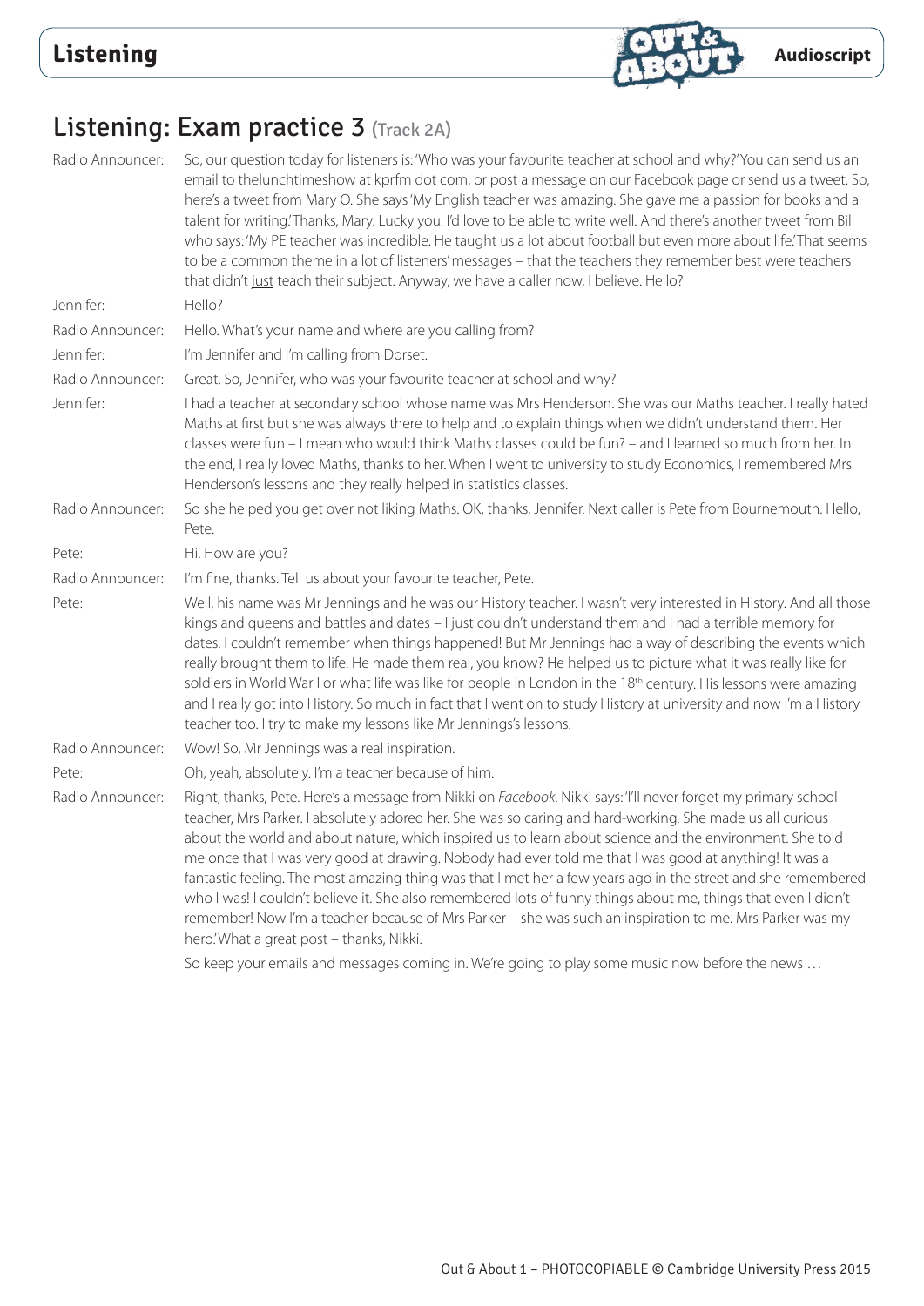## Listening: Exam practice 3 (Track 2A)

**Radio Announcer:** So, our question today for listeners is: 'Who was your favourite teacher at school and why?' You can send us an email to thelunchtimeshow at kprfm dot com, or post a message on our Facebook page or send us a tweet. So, here's a tweet from Mary O. She says 'My English teacher was amazing. She gave me a passion for books and a talent for writing.' Thanks, Mary. Lucky you. I'd love to be able to write well. And there's another tweet from Bill who says: 'My PE teacher was incredible. He taught us a lot about football but even more about life.' That seems to be a common theme in a lot of listeners' messages – that the teachers they remember best were teachers that didn't just teach their subject. Anyway, we have a caller now, I believe. Hello?

**Jennifer:** Hello?

**Radio Announcer:** Hello. What's your name and where are you calling from?

**Jennifer:** I'm Jennifer and I'm calling from Dorset.

**Radio Announcer:** Great. So, Jennifer, who was your favourite teacher at school and why?

**Jennifer:** I had a teacher at secondary school whose name was Mrs Henderson. She was our Maths teacher. I really hated Maths at first but she was always there to help and to explain things when we didn't understand them. Her classes were fun – I mean who would think Maths classes could be fun? – and I learned so much from her. In the end, I really loved Maths, thanks to her. When I went to university to study Economics, I remembered Mrs Henderson's lessons and they really helped in statistics classes.

**Radio Announcer:** So she helped you get over not liking Maths. OK, thanks, Jennifer. Next caller is Pete from Bournemouth. Hello, Pete.

**Pete:** Hi. How are you?

**Radio Announcer:** I'm fine, thanks. Tell us about your favourite teacher, Pete.

**Pete:** Well, his name was Mr Jennings and he was our History teacher. I wasn't very interested in History. And all those kings and queens and battles and dates – I just couldn't understand them and I had a terrible memory for dates. I couldn't remember when things happened! But Mr Jennings had a way of describing the events which really brought them to life. He made them real, you know? He helped us to picture what it was really like for soldiers in World War I or what life was like for people in London in the 18th century. His lessons were amazing and I really got into History. So much in fact that I went on to study History at university and now I'm a History teacher too. I try to make my lessons like Mr Jennings's lessons.

**Radio Announcer:** Wow! So, Mr Jennings was a real inspiration.

**Pete:** Oh, yeah, absolutely. I'm a teacher because of him.

**Radio Announcer:** Right, thanks, Pete. Here's a message from Nikki on *Facebook*. Nikki says: 'I'll never forget my primary school teacher, Mrs Parker. I absolutely adored her. She was so caring and hard-working. She made us all curious about the world and about nature, which inspired us to learn about science and the environment. She told me once that I was very good at drawing. Nobody had ever told me that I was good at anything! It was a fantastic feeling. The most amazing thing was that I met her a few years ago in the street and she remembered who I was! I couldn't believe it. She also remembered lots of funny things about me, things that even I didn't remember! Now I'm a teacher because of Mrs Parker – she was such an inspiration to me. Mrs Parker was my hero.' What a great post – thanks, Nikki.

So keep your emails and messages coming in. We're going to play some music now before the news …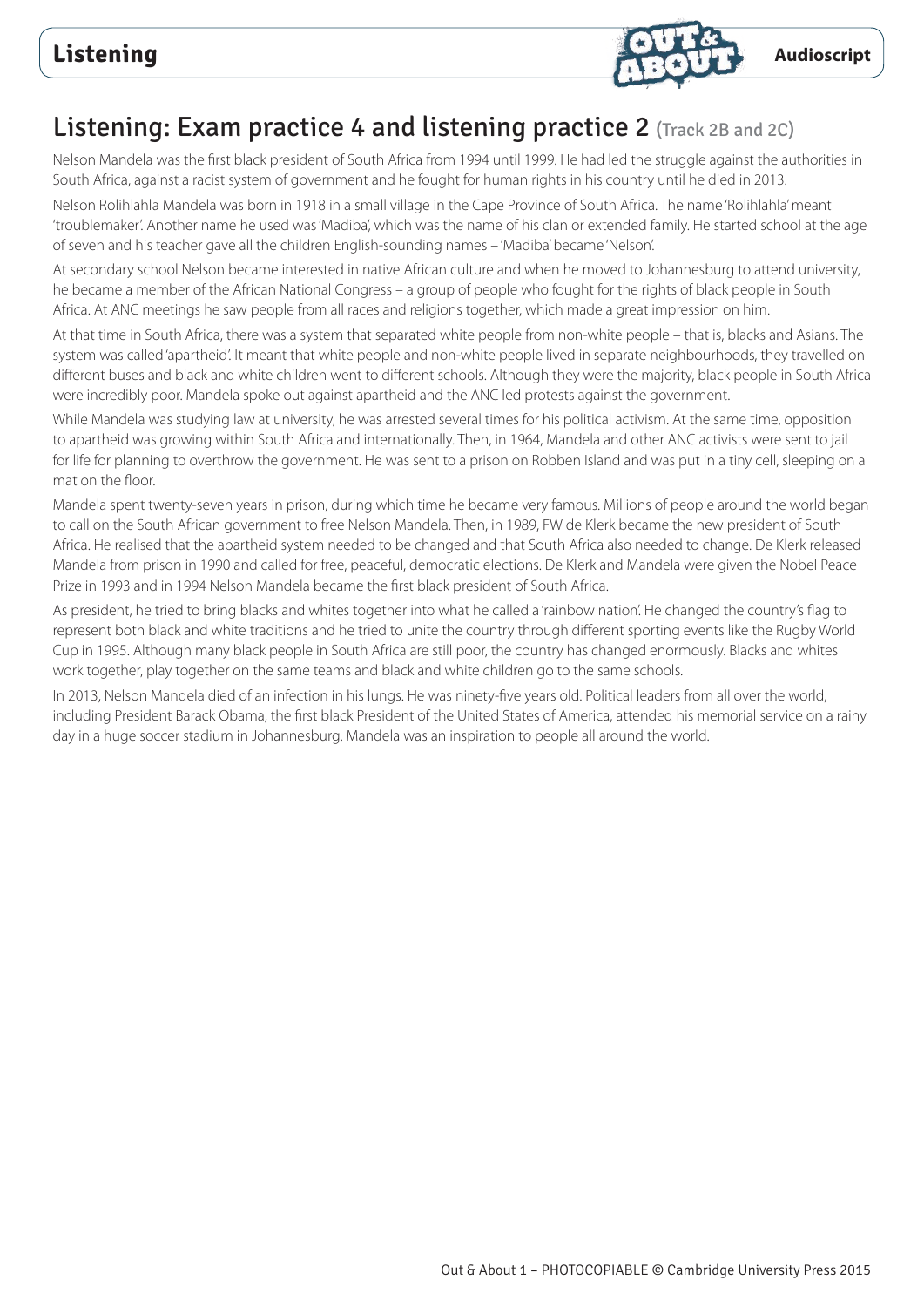## Listening: Exam practice 4 and listening practice 2 (Track 2B and 2C)

Nelson Mandela was the first black president of South Africa from 1994 until 1999. He had led the struggle against the authorities in South Africa, against a racist system of government and he fought for human rights in his country until he died in 2013.

Nelson Rolihlahla Mandela was born in 1918 in a small village in the Cape Province of South Africa. The name 'Rolihlahla' meant 'troublemaker'. Another name he used was 'Madiba', which was the name of his clan or extended family. He started school at the age of seven and his teacher gave all the children English-sounding names – 'Madiba' became 'Nelson'.

At secondary school Nelson became interested in native African culture and when he moved to Johannesburg to attend university, he became a member of the African National Congress – a group of people who fought for the rights of black people in South Africa. At ANC meetings he saw people from all races and religions together, which made a great impression on him.

At that time in South Africa, there was a system that separated white people from non-white people – that is, blacks and Asians. The system was called 'apartheid'. It meant that white people and non-white people lived in separate neighbourhoods, they travelled on different buses and black and white children went to different schools. Although they were the majority, black people in South Africa were incredibly poor. Mandela spoke out against apartheid and the ANC led protests against the government.

While Mandela was studying law at university, he was arrested several times for his political activism. At the same time, opposition to apartheid was growing within South Africa and internationally. Then, in 1964, Mandela and other ANC activists were sent to jail for life for planning to overthrow the government. He was sent to a prison on Robben Island and was put in a tiny cell, sleeping on a mat on the floor.

Mandela spent twenty-seven years in prison, during which time he became very famous. Millions of people around the world began to call on the South African government to free Nelson Mandela. Then, in 1989, FW de Klerk became the new president of South Africa. He realised that the apartheid system needed to be changed and that South Africa also needed to change. De Klerk released Mandela from prison in 1990 and called for free, peaceful, democratic elections. De Klerk and Mandela were given the Nobel Peace Prize in 1993 and in 1994 Nelson Mandela became the first black president of South Africa.

As president, he tried to bring blacks and whites together into what he called a 'rainbow nation'. He changed the country's flag to represent both black and white traditions and he tried to unite the country through different sporting events like the Rugby World Cup in 1995. Although many black people in South Africa are still poor, the country has changed enormously. Blacks and whites work together, play together on the same teams and black and white children go to the same schools.

In 2013, Nelson Mandela died of an infection in his lungs. He was ninety-five years old. Political leaders from all over the world, including President Barack Obama, the first black President of the United States of America, attended his memorial service on a rainy day in a huge soccer stadium in Johannesburg. Mandela was an inspiration to people all around the world.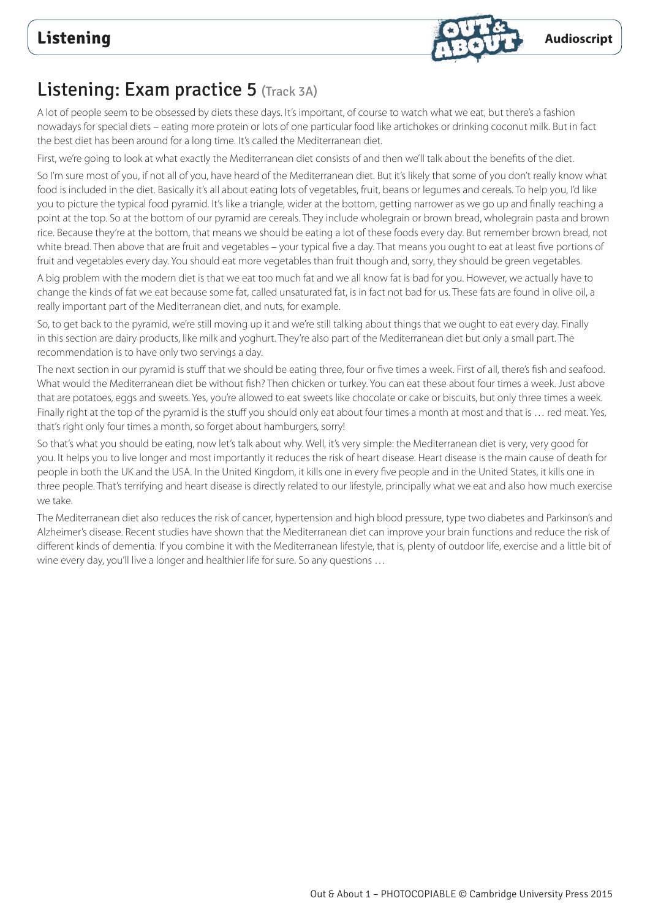# Listening: Exam practice 5 (Track 3A)

A lot of people seem to be obsessed by diets these days. It's important, of course to watch what we eat, but there's a fashion nowadays for special diets – eating more protein or lots of one particular food like artichokes or drinking coconut milk. But in fact the best diet has been around for a long time. It's called the Mediterranean diet.

First, we're going to look at what exactly the Mediterranean diet consists of and then we'll talk about the benefits of the diet.

So I'm sure most of you, if not all of you, have heard of the Mediterranean diet. But it's likely that some of you don't really know what food is included in the diet. Basically it's all about eating lots of vegetables, fruit, beans or legumes and cereals. To help you, I'd like you to picture the typical food pyramid. It's like a triangle, wider at the bottom, getting narrower as we go up and finally reaching a point at the top. So at the bottom of our pyramid are cereals. They include wholegrain or brown bread, wholegrain pasta and brown rice. Because they're at the bottom, that means we should be eating a lot of these foods every day. But remember brown bread, not white bread. Then above that are fruit and vegetables – your typical five a day. That means you ought to eat at least five portions of fruit and vegetables every day. You should eat more vegetables than fruit though and, sorry, they should be green vegetables.

A big problem with the modern diet is that we eat too much fat and we all know fat is bad for you. However, we actually have to change the kinds of fat we eat because some fat, called unsaturated fat, is in fact not bad for us. These fats are found in olive oil, a really important part of the Mediterranean diet, and nuts, for example.

So, to get back to the pyramid, we're still moving up it and we're still talking about things that we ought to eat every day. Finally in this section are dairy products, like milk and yoghurt. They're also part of the Mediterranean diet but only a small part. The recommendation is to have only two servings a day.

The next section in our pyramid is stuff that we should be eating three, four or five times a week. First of all, there's fish and seafood. What would the Mediterranean diet be without fish? Then chicken or turkey. You can eat these about four times a week. Just above that are potatoes, eggs and sweets. Yes, you're allowed to eat sweets like chocolate or cake or biscuits, but only three times a week. Finally right at the top of the pyramid is the stuff you should only eat about four times a month at most and that is … red meat. Yes, that's right only four times a month, so forget about hamburgers, sorry!

So that's what you should be eating, now let's talk about why. Well, it's very simple: the Mediterranean diet is very, very good for you. It helps you to live longer and most importantly it reduces the risk of heart disease. Heart disease is the main cause of death for people in both the UK and the USA. In the United Kingdom, it kills one in every five people and in the United States, it kills one in three people. That's terrifying and heart disease is directly related to our lifestyle, principally what we eat and also how much exercise we take.

The Mediterranean diet also reduces the risk of cancer, hypertension and high blood pressure, type two diabetes and Parkinson's and Alzheimer's disease. Recent studies have shown that the Mediterranean diet can improve your brain functions and reduce the risk of different kinds of dementia. If you combine it with the Mediterranean lifestyle, that is, plenty of outdoor life, exercise and a little bit of wine every day, you'll live a longer and healthier life for sure. So any questions …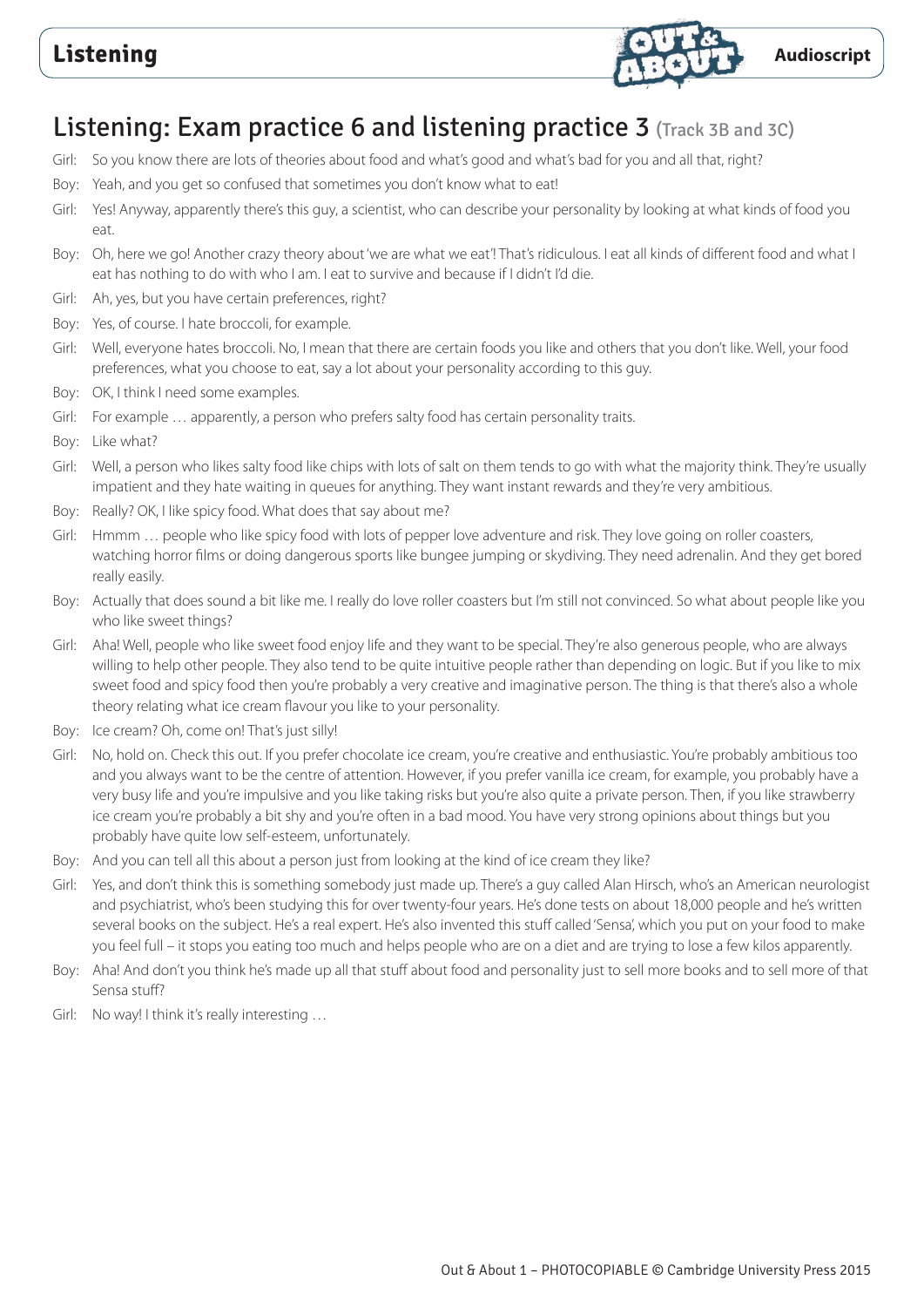# Listening: Exam practice 6 and listening practice 3 (Track 3B and 3C)

Girl: So you know there are lots of theories about food and what's good and what's bad for you and all that, right?

Boy: Yeah, and you get so confused that sometimes you don't know what to eat!

Girl: Yes! Anyway, apparently there's this guy, a scientist, who can describe your personality by looking at what kinds of food you eat.

Boy: Oh, here we go! Another crazy theory about 'we are what we eat'! That's ridiculous. I eat all kinds of different food and what I eat has nothing to do with who I am. I eat to survive and because if I didn't I'd die.

Girl: Ah, yes, but you have certain preferences, right?

Boy: Yes, of course. I hate broccoli, for example.

Girl: Well, everyone hates broccoli. No, I mean that there are certain foods you like and others that you don't like. Well, your food preferences, what you choose to eat, say a lot about your personality according to this guy.

Boy: OK, I think I need some examples.

Girl: For example … apparently, a person who prefers salty food has certain personality traits.

Boy: Like what?

Girl: Well, a person who likes salty food like chips with lots of salt on them tends to go with what the majority think. They're usually impatient and they hate waiting in queues for anything. They want instant rewards and they're very ambitious.

Boy: Really? OK, I like spicy food. What does that say about me?

Girl: Hmmm … people who like spicy food with lots of pepper love adventure and risk. They love going on roller coasters, watching horror films or doing dangerous sports like bungee jumping or skydiving. They need adrenalin. And they get bored really easily.

Boy: Actually that does sound a bit like me. I really do love roller coasters but I'm still not convinced. So what about people like you who like sweet things?

Girl: Aha! Well, people who like sweet food enjoy life and they want to be special. They're also generous people, who are always willing to help other people. They also tend to be quite intuitive people rather than depending on logic. But if you like to mix sweet food and spicy food then you're probably a very creative and imaginative person. The thing is that there's also a whole theory relating what ice cream flavour you like to your personality.

Boy: Ice cream? Oh, come on! That's just silly!

Girl: No, hold on. Check this out. If you prefer chocolate ice cream, you're creative and enthusiastic. You're probably ambitious too and you always want to be the centre of attention. However, if you prefer vanilla ice cream, for example, you probably have a very busy life and you're impulsive and you like taking risks but you're also quite a private person. Then, if you like strawberry ice cream you're probably a bit shy and you're often in a bad mood. You have very strong opinions about things but you probably have quite low self-esteem, unfortunately.

Boy: And you can tell all this about a person just from looking at the kind of ice cream they like?

Girl: Yes, and don't think this is something somebody just made up. There's a guy called Alan Hirsch, who's an American neurologist and psychiatrist, who's been studying this for over twenty-four years. He's done tests on about 18,000 people and he's written several books on the subject. He's a real expert. He's also invented this stuff called 'Sensa', which you put on your food to make you feel full – it stops you eating too much and helps people who are on a diet and are trying to lose a few kilos apparently.

Boy: Aha! And don't you think he's made up all that stuff about food and personality just to sell more books and to sell more of that Sensa stuff?

Girl: No way! I think it's really interesting …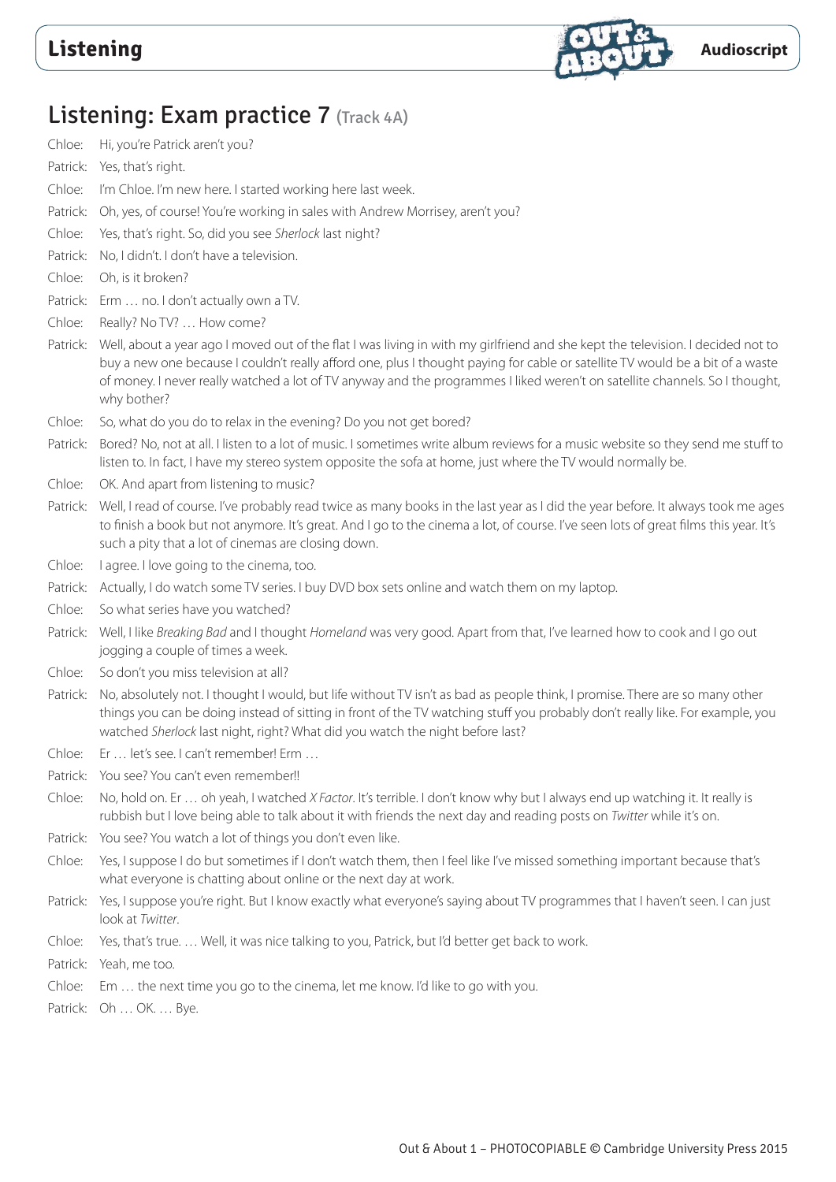# Listening: Exam practice 7 (Track 4A)

Chloe: Hi, you're Patrick aren't you?

Patrick: Yes, that's right.

Chloe: I'm Chloe. I'm new here. I started working here last week.

Patrick: Oh, yes, of course! You're working in sales with Andrew Morrisey, aren't you?

Chloe: Yes, that's right. So, did you see *Sherlock* last night?

Patrick: No, I didn't. I don't have a television.

Chloe: Oh, is it broken?

Patrick: Erm … no. I don't actually own a TV.

Chloe: Really? No TV? … How come?

Patrick: Well, about a year ago I moved out of the flat I was living in with my girlfriend and she kept the television. I decided not to buy a new one because I couldn't really afford one, plus I thought paying for cable or satellite TV would be a bit of a waste of money. I never really watched a lot of TV anyway and the programmes I liked weren't on satellite channels. So I thought, why bother?

Chloe: So, what do you do to relax in the evening? Do you not get bored?

Patrick: Bored? No, not at all. I listen to a lot of music. I sometimes write album reviews for a music website so they send me stuff to listen to. In fact, I have my stereo system opposite the sofa at home, just where the TV would normally be.

Chloe: OK. And apart from listening to music?

Patrick: Well, I read of course. I've probably read twice as many books in the last year as I did the year before. It always took me ages to finish a book but not anymore. It's great. And I go to the cinema a lot, of course. I've seen lots of great films this year. It's such a pity that a lot of cinemas are closing down.

Chloe: I agree. I love going to the cinema, too.

Patrick: Actually, I do watch some TV series. I buy DVD box sets online and watch them on my laptop.

Chloe: So what series have you watched?

Patrick: Well, I like *Breaking Bad* and I thought *Homeland* was very good. Apart from that, I've learned how to cook and I go out jogging a couple of times a week.

Chloe: So don't you miss television at all?

Patrick: No, absolutely not. I thought I would, but life without TV isn't as bad as people think, I promise. There are so many other things you can be doing instead of sitting in front of the TV watching stuff you probably don't really like. For example, you watched *Sherlock* last night, right? What did you watch the night before last?

Chloe: Er … let's see. I can't remember! Erm …

Patrick: You see? You can't even remember!!

Chloe: No, hold on. Er … oh yeah, I watched *X Factor*. It's terrible. I don't know why but I always end up watching it. It really is rubbish but I love being able to talk about it with friends the next day and reading posts on *Twitter* while it's on.

Patrick: You see? You watch a lot of things you don't even like.

Chloe: Yes, I suppose I do but sometimes if I don't watch them, then I feel like I've missed something important because that's what everyone is chatting about online or the next day at work.

Patrick: Yes, I suppose you're right. But I know exactly what everyone's saying about TV programmes that I haven't seen. I can just look at *Twitter*.

Chloe: Yes, that's true. … Well, it was nice talking to you, Patrick, but I'd better get back to work.

Patrick: Yeah, me too.

Chloe: Em … the next time you go to the cinema, let me know. I'd like to go with you.

Patrick: Oh … OK. … Bye.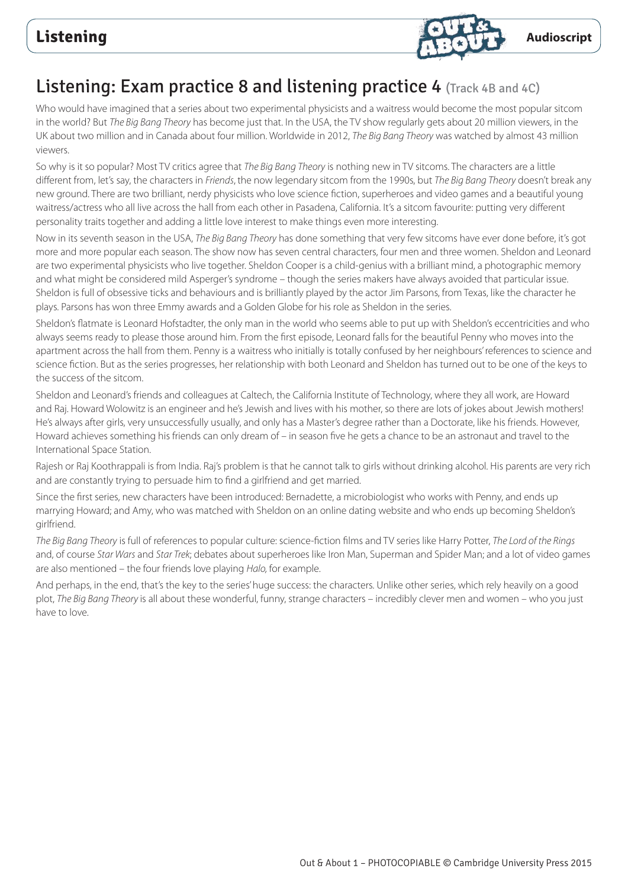## Listening: Exam practice 8 and listening practice 4 (Track 4B and 4C)

Who would have imagined that a series about two experimental physicists and a waitress would become the most popular sitcom in the world? But *The Big Bang Theory* has become just that. In the USA, the TV show regularly gets about 20 million viewers, in the UK about two million and in Canada about four million. Worldwide in 2012, *The Big Bang Theory* was watched by almost 43 million viewers.

So why is it so popular? Most TV critics agree that *The Big Bang Theory* is nothing new in TV sitcoms. The characters are a little different from, let's say, the characters in *Friends*, the now legendary sitcom from the 1990s, but *The Big Bang Theory* doesn't break any new ground. There are two brilliant, nerdy physicists who love science fiction, superheroes and video games and a beautiful young waitress/actress who all live across the hall from each other in Pasadena, California. It's a sitcom favourite: putting very different personality traits together and adding a little love interest to make things even more interesting.

Now in its seventh season in the USA, *The Big Bang Theory* has done something that very few sitcoms have ever done before, it's got more and more popular each season. The show now has seven central characters, four men and three women. Sheldon and Leonard are two experimental physicists who live together. Sheldon Cooper is a child-genius with a brilliant mind, a photographic memory and what might be considered mild Asperger's syndrome – though the series makers have always avoided that particular issue. Sheldon is full of obsessive ticks and behaviours and is brilliantly played by the actor Jim Parsons, from Texas, like the character he plays. Parsons has won three Emmy awards and a Golden Globe for his role as Sheldon in the series.

Sheldon's flatmate is Leonard Hofstadter, the only man in the world who seems able to put up with Sheldon's eccentricities and who always seems ready to please those around him. From the first episode, Leonard falls for the beautiful Penny who moves into the apartment across the hall from them. Penny is a waitress who initially is totally confused by her neighbours' references to science and science fiction. But as the series progresses, her relationship with both Leonard and Sheldon has turned out to be one of the keys to the success of the sitcom.

Sheldon and Leonard's friends and colleagues at Caltech, the California Institute of Technology, where they all work, are Howard and Raj. Howard Wolowitz is an engineer and he's Jewish and lives with his mother, so there are lots of jokes about Jewish mothers! He's always after girls, very unsuccessfully usually, and only has a Master's degree rather than a Doctorate, like his friends. However, Howard achieves something his friends can only dream of – in season five he gets a chance to be an astronaut and travel to the International Space Station.

Rajesh or Raj Koothrappali is from India. Raj's problem is that he cannot talk to girls without drinking alcohol. His parents are very rich and are constantly trying to persuade him to find a girlfriend and get married.

Since the first series, new characters have been introduced: Bernadette, a microbiologist who works with Penny, and ends up marrying Howard; and Amy, who was matched with Sheldon on an online dating website and who ends up becoming Sheldon's girlfriend.

*The Big Bang Theory* is full of references to popular culture: science-fiction films and TV series like Harry Potter, *The Lord of the Rings* and, of course *Star Wars* and *Star Trek*; debates about superheroes like Iron Man, Superman and Spider Man; and a lot of video games are also mentioned – the four friends love playing *Halo*, for example.

And perhaps, in the end, that's the key to the series' huge success: the characters. Unlike other series, which rely heavily on a good plot, *The Big Bang Theory* is all about these wonderful, funny, strange characters – incredibly clever men and women – who you just have to love.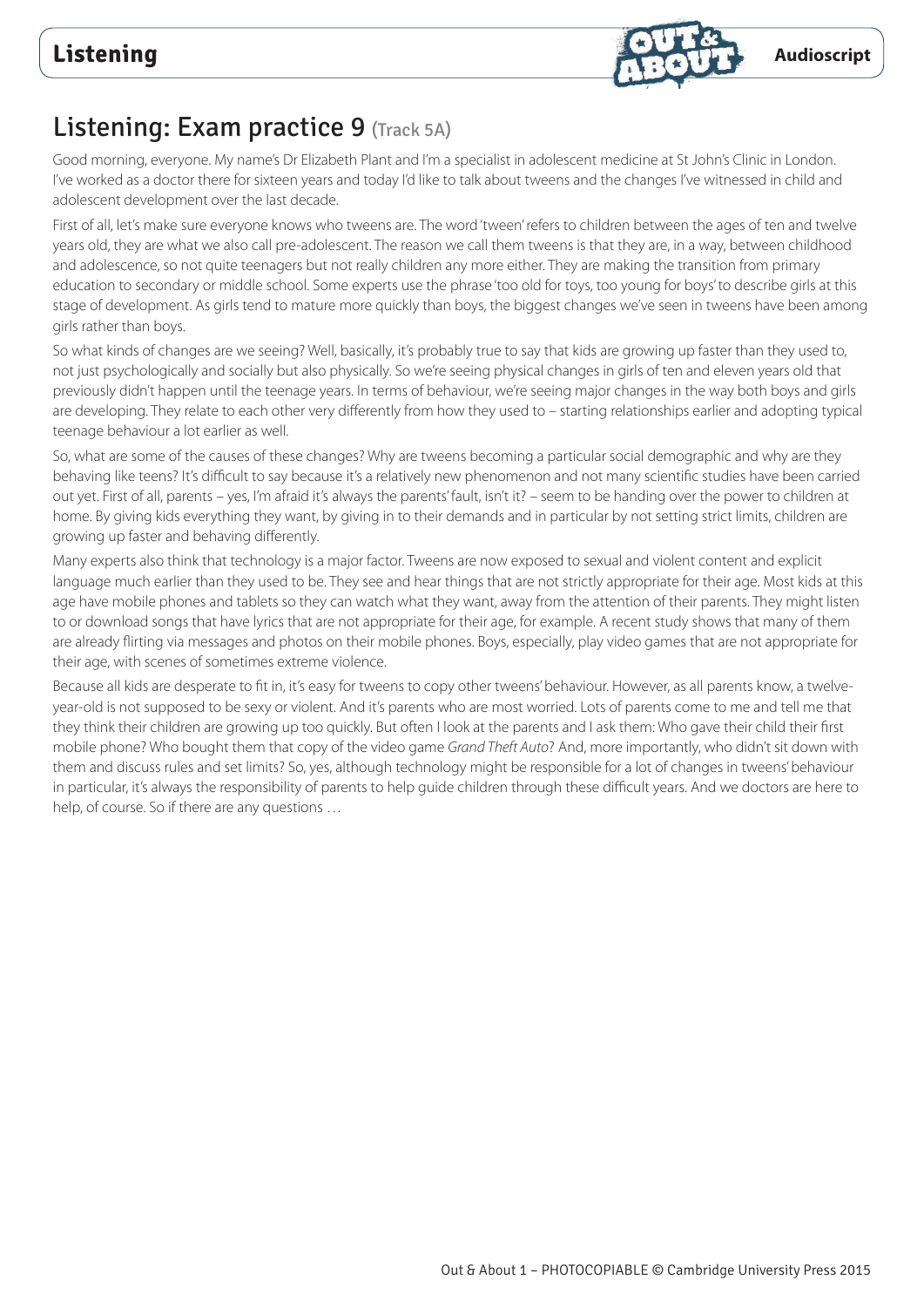## Listening: Exam practice 9 (Track 5A)

Good morning, everyone. My name's Dr Elizabeth Plant and I'm a specialist in adolescent medicine at St John's Clinic in London. I've worked as a doctor there for sixteen years and today I'd like to talk about tweens and the changes I've witnessed in child and adolescent development over the last decade.

First of all, let's make sure everyone knows who tweens are. The word 'tween' refers to children between the ages of ten and twelve years old, they are what we also call pre-adolescent. The reason we call them tweens is that they are, in a way, between childhood and adolescence, so not quite teenagers but not really children any more either. They are making the transition from primary education to secondary or middle school. Some experts use the phrase 'too old for toys, too young for boys' to describe girls at this stage of development. As girls tend to mature more quickly than boys, the biggest changes we've seen in tweens have been among girls rather than boys.

So what kinds of changes are we seeing? Well, basically, it's probably true to say that kids are growing up faster than they used to, not just psychologically and socially but also physically. So we're seeing physical changes in girls of ten and eleven years old that previously didn't happen until the teenage years. In terms of behaviour, we're seeing major changes in the way both boys and girls are developing. They relate to each other very differently from how they used to – starting relationships earlier and adopting typical teenage behaviour a lot earlier as well.

So, what are some of the causes of these changes? Why are tweens becoming a particular social demographic and why are they behaving like teens? It's difficult to say because it's a relatively new phenomenon and not many scientific studies have been carried out yet. First of all, parents – yes, I'm afraid it's always the parents' fault, isn't it? – seem to be handing over the power to children at home. By giving kids everything they want, by giving in to their demands and in particular by not setting strict limits, children are growing up faster and behaving differently.

Many experts also think that technology is a major factor. Tweens are now exposed to sexual and violent content and explicit language much earlier than they used to be. They see and hear things that are not strictly appropriate for their age. Most kids at this age have mobile phones and tablets so they can watch what they want, away from the attention of their parents. They might listen to or download songs that have lyrics that are not appropriate for their age, for example. A recent study shows that many of them are already flirting via messages and photos on their mobile phones. Boys, especially, play video games that are not appropriate for their age, with scenes of sometimes extreme violence.

Because all kids are desperate to fit in, it's easy for tweens to copy other tweens' behaviour. However, as all parents know, a twelve-year-old is not supposed to be sexy or violent. And it's parents who are most worried. Lots of parents come to me and tell me that they think their children are growing up too quickly. But often I look at the parents and I ask them: Who gave their child their first mobile phone? Who bought them that copy of the video game *Grand Theft Auto*? And, more importantly, who didn't sit down with them and discuss rules and set limits? So, yes, although technology might be responsible for a lot of changes in tweens' behaviour in particular, it's always the responsibility of parents to help guide children through these difficult years. And we doctors are here to help, of course. So if there are any questions …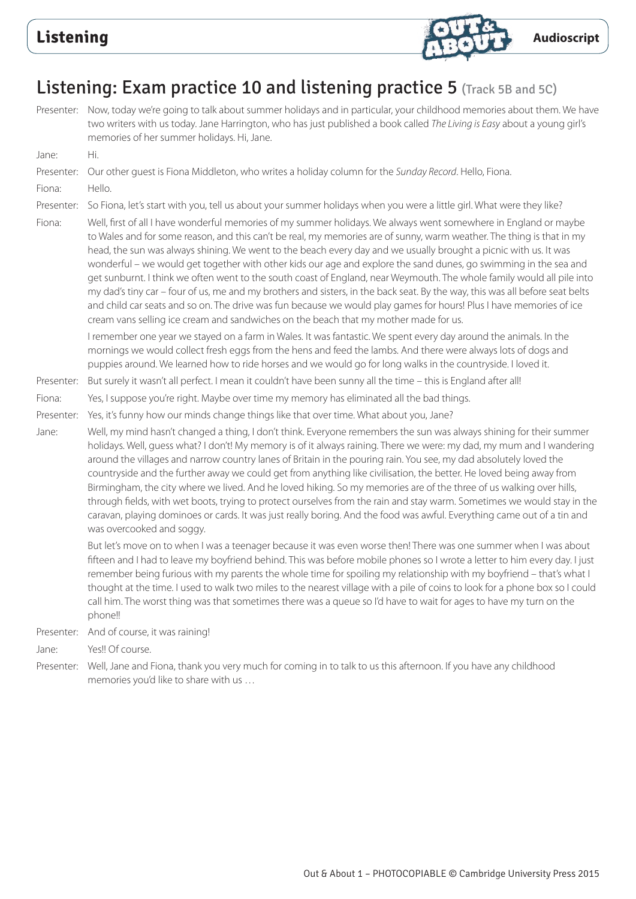# Listening: Exam practice 10 and listening practice 5 (Track 5B and 5C)

**Presenter:** Now, today we're going to talk about summer holidays and in particular, your childhood memories about them. We have two writers with us today. Jane Harrington, who has just published a book called *The Living is Easy* about a young girl's memories of her summer holidays. Hi, Jane.

**Jane:** Hi.

**Presenter:** Our other guest is Fiona Middleton, who writes a holiday column for the *Sunday Record*. Hello, Fiona.

**Fiona:** Hello.

**Presenter:** So Fiona, let's start with you, tell us about your summer holidays when you were a little girl. What were they like?

**Fiona:** Well, first of all I have wonderful memories of my summer holidays. We always went somewhere in England or maybe to Wales and for some reason, and this can't be real, my memories are of sunny, warm weather. The thing is that in my head, the sun was always shining. We went to the beach every day and we usually brought a picnic with us. It was wonderful – we would get together with other kids our age and explore the sand dunes, go swimming in the sea and get sunburnt. I think we often went to the south coast of England, near Weymouth. The whole family would all pile into my dad's tiny car – four of us, me and my brothers and sisters, in the back seat. By the way, this was all before seat belts and child car seats and so on. The drive was fun because we would play games for hours! Plus I have memories of ice cream vans selling ice cream and sandwiches on the beach that my mother made for us.

I remember one year we stayed on a farm in Wales. It was fantastic. We spent every day around the animals. In the mornings we would collect fresh eggs from the hens and feed the lambs. And there were always lots of dogs and puppies around. We learned how to ride horses and we would go for long walks in the countryside. I loved it.

**Presenter:** But surely it wasn't all perfect. I mean it couldn't have been sunny all the time – this is England after all!

**Fiona:** Yes, I suppose you're right. Maybe over time my memory has eliminated all the bad things.

**Presenter:** Yes, it's funny how our minds change things like that over time. What about you, Jane?

**Jane:** Well, my mind hasn't changed a thing, I don't think. Everyone remembers the sun was always shining for their summer holidays. Well, guess what? I don't! My memory is of it always raining. There we were: my dad, my mum and I wandering around the villages and narrow country lanes of Britain in the pouring rain. You see, my dad absolutely loved the countryside and the further away we could get from anything like civilisation, the better. He loved being away from Birmingham, the city where we lived. And he loved hiking. So my memories are of the three of us walking over hills, through fields, with wet boots, trying to protect ourselves from the rain and stay warm. Sometimes we would stay in the caravan, playing dominoes or cards. It was just really boring. And the food was awful. Everything came out of a tin and was overcooked and soggy.

But let's move on to when I was a teenager because it was even worse then! There was one summer when I was about fifteen and I had to leave my boyfriend behind. This was before mobile phones so I wrote a letter to him every day. I just remember being furious with my parents the whole time for spoiling my relationship with my boyfriend – that's what I thought at the time. I used to walk two miles to the nearest village with a pile of coins to look for a phone box so I could call him. The worst thing was that sometimes there was a queue so I'd have to wait for ages to have my turn on the phone!!

**Presenter:** And of course, it was raining!

**Jane:** Yes!! Of course.

**Presenter:** Well, Jane and Fiona, thank you very much for coming in to talk to us this afternoon. If you have any childhood memories you'd like to share with us …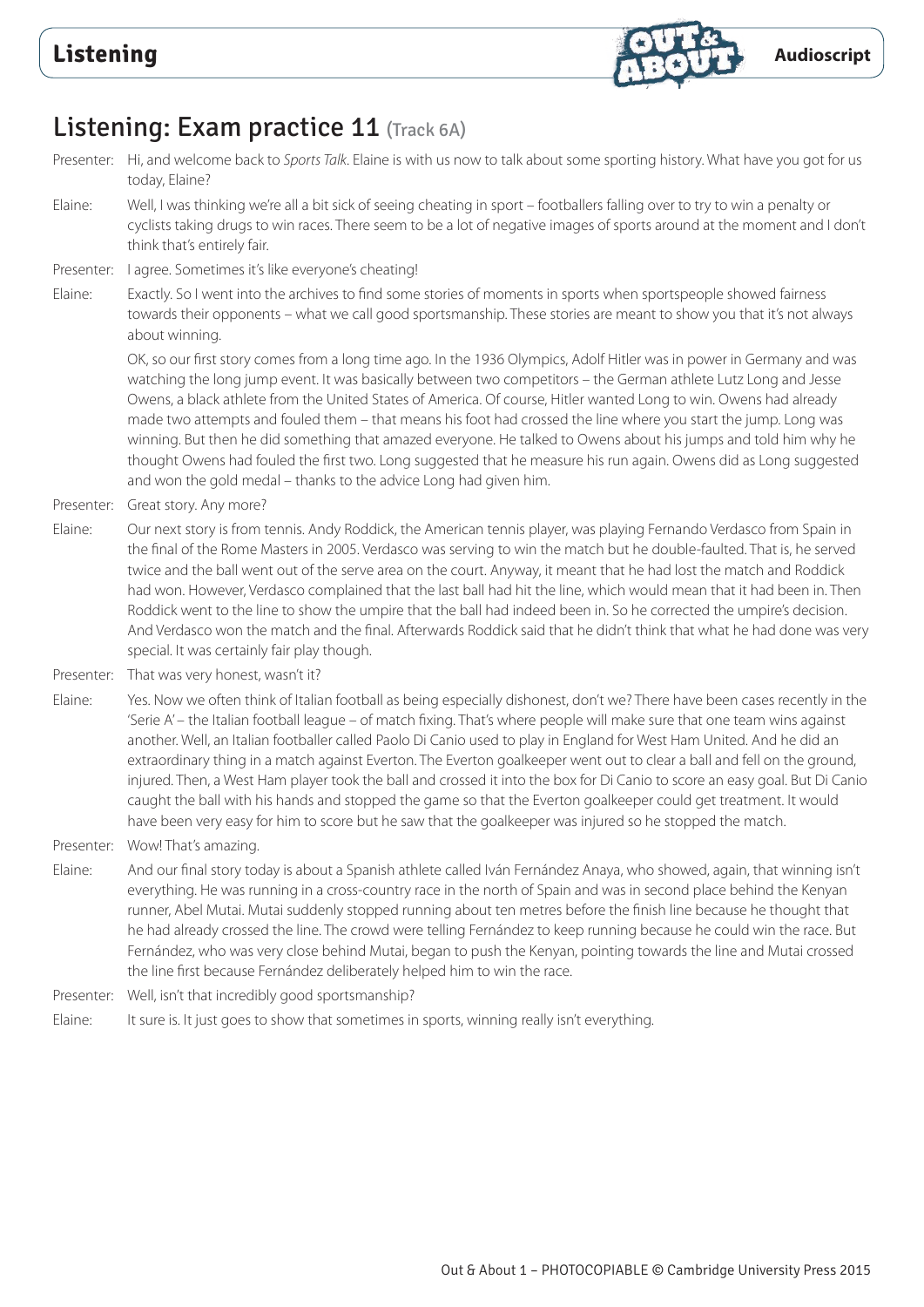## Listening: Exam practice 11 (Track 6A)

Presenter: Hi, and welcome back to *Sports Talk*. Elaine is with us now to talk about some sporting history. What have you got for us today, Elaine?

Elaine: Well, I was thinking we're all a bit sick of seeing cheating in sport – footballers falling over to try to win a penalty or cyclists taking drugs to win races. There seem to be a lot of negative images of sports around at the moment and I don't think that's entirely fair.

Presenter: I agree. Sometimes it's like everyone's cheating!

Elaine: Exactly. So I went into the archives to find some stories of moments in sports when sportspeople showed fairness towards their opponents – what we call good sportsmanship. These stories are meant to show you that it's not always about winning.

OK, so our first story comes from a long time ago. In the 1936 Olympics, Adolf Hitler was in power in Germany and was watching the long jump event. It was basically between two competitors – the German athlete Lutz Long and Jesse Owens, a black athlete from the United States of America. Of course, Hitler wanted Long to win. Owens had already made two attempts and fouled them – that means his foot had crossed the line where you start the jump. Long was winning. But then he did something that amazed everyone. He talked to Owens about his jumps and told him why he thought Owens had fouled the first two. Long suggested that he measure his run again. Owens did as Long suggested and won the gold medal – thanks to the advice Long had given him.

Presenter: Great story. Any more?

Elaine: Our next story is from tennis. Andy Roddick, the American tennis player, was playing Fernando Verdasco from Spain in the final of the Rome Masters in 2005. Verdasco was serving to win the match but he double-faulted. That is, he served twice and the ball went out of the serve area on the court. Anyway, it meant that he had lost the match and Roddick had won. However, Verdasco complained that the last ball had hit the line, which would mean that it had been in. Then Roddick went to the line to show the umpire that the ball had indeed been in. So he corrected the umpire's decision. And Verdasco won the match and the final. Afterwards Roddick said that he didn't think that what he had done was very special. It was certainly fair play though.

Presenter: That was very honest, wasn't it?

Elaine: Yes. Now we often think of Italian football as being especially dishonest, don't we? There have been cases recently in the 'Serie A' – the Italian football league – of match fixing. That's where people will make sure that one team wins against another. Well, an Italian footballer called Paolo Di Canio used to play in England for West Ham United. And he did an extraordinary thing in a match against Everton. The Everton goalkeeper went out to clear a ball and fell on the ground, injured. Then, a West Ham player took the ball and crossed it into the box for Di Canio to score an easy goal. But Di Canio caught the ball with his hands and stopped the game so that the Everton goalkeeper could get treatment. It would have been very easy for him to score but he saw that the goalkeeper was injured so he stopped the match.

Presenter: Wow! That's amazing.

Elaine: And our final story today is about a Spanish athlete called Iván Fernández Anaya, who showed, again, that winning isn't everything. He was running in a cross-country race in the north of Spain and was in second place behind the Kenyan runner, Abel Mutai. Mutai suddenly stopped running about ten metres before the finish line because he thought that he had already crossed the line. The crowd were telling Fernández to keep running because he could win the race. But Fernández, who was very close behind Mutai, began to push the Kenyan, pointing towards the line and Mutai crossed the line first because Fernández deliberately helped him to win the race.

Presenter: Well, isn't that incredibly good sportsmanship?

Elaine: It sure is. It just goes to show that sometimes in sports, winning really isn't everything.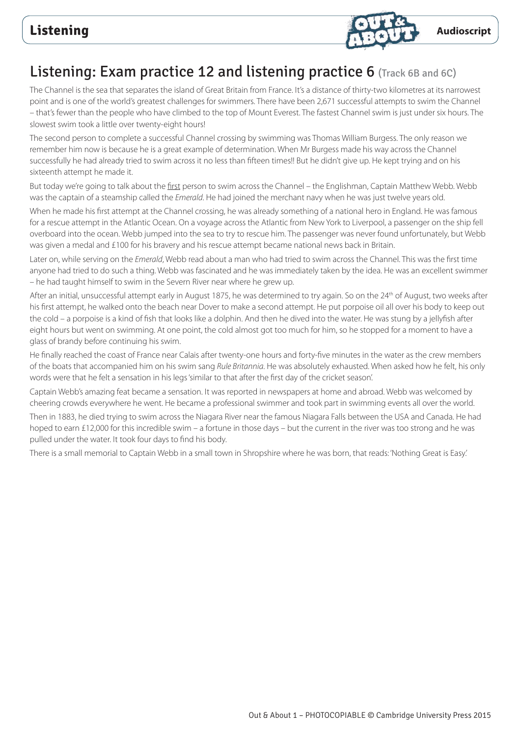# Listening: Exam practice 12 and listening practice 6 (Track 6B and 6C)

The Channel is the sea that separates the island of Great Britain from France. It's a distance of thirty-two kilometres at its narrowest point and is one of the world's greatest challenges for swimmers. There have been 2,671 successful attempts to swim the Channel – that's fewer than the people who have climbed to the top of Mount Everest. The fastest Channel swim is just under six hours. The slowest swim took a little over twenty-eight hours!

The second person to complete a successful Channel crossing by swimming was Thomas William Burgess. The only reason we remember him now is because he is a great example of determination. When Mr Burgess made his way across the Channel successfully he had already tried to swim across it no less than fifteen times!! But he didn't give up. He kept trying and on his sixteenth attempt he made it.

But today we're going to talk about the first person to swim across the Channel – the Englishman, Captain Matthew Webb. Webb was the captain of a steamship called the *Emerald*. He had joined the merchant navy when he was just twelve years old.

When he made his first attempt at the Channel crossing, he was already something of a national hero in England. He was famous for a rescue attempt in the Atlantic Ocean. On a voyage across the Atlantic from New York to Liverpool, a passenger on the ship fell overboard into the ocean. Webb jumped into the sea to try to rescue him. The passenger was never found unfortunately, but Webb was given a medal and £100 for his bravery and his rescue attempt became national news back in Britain.

Later on, while serving on the *Emerald*, Webb read about a man who had tried to swim across the Channel. This was the first time anyone had tried to do such a thing. Webb was fascinated and he was immediately taken by the idea. He was an excellent swimmer – he had taught himself to swim in the Severn River near where he grew up.

After an initial, unsuccessful attempt early in August 1875, he was determined to try again. So on the 24th of August, two weeks after his first attempt, he walked onto the beach near Dover to make a second attempt. He put porpoise oil all over his body to keep out the cold – a porpoise is a kind of fish that looks like a dolphin. And then he dived into the water. He was stung by a jellyfish after eight hours but went on swimming. At one point, the cold almost got too much for him, so he stopped for a moment to have a glass of brandy before continuing his swim.

He finally reached the coast of France near Calais after twenty-one hours and forty-five minutes in the water as the crew members of the boats that accompanied him on his swim sang *Rule Britannia*. He was absolutely exhausted. When asked how he felt, his only words were that he felt a sensation in his legs 'similar to that after the first day of the cricket season'.

Captain Webb's amazing feat became a sensation. It was reported in newspapers at home and abroad. Webb was welcomed by cheering crowds everywhere he went. He became a professional swimmer and took part in swimming events all over the world.

Then in 1883, he died trying to swim across the Niagara River near the famous Niagara Falls between the USA and Canada. He had hoped to earn £12,000 for this incredible swim – a fortune in those days – but the current in the river was too strong and he was pulled under the water. It took four days to find his body.

There is a small memorial to Captain Webb in a small town in Shropshire where he was born, that reads: 'Nothing Great is Easy.'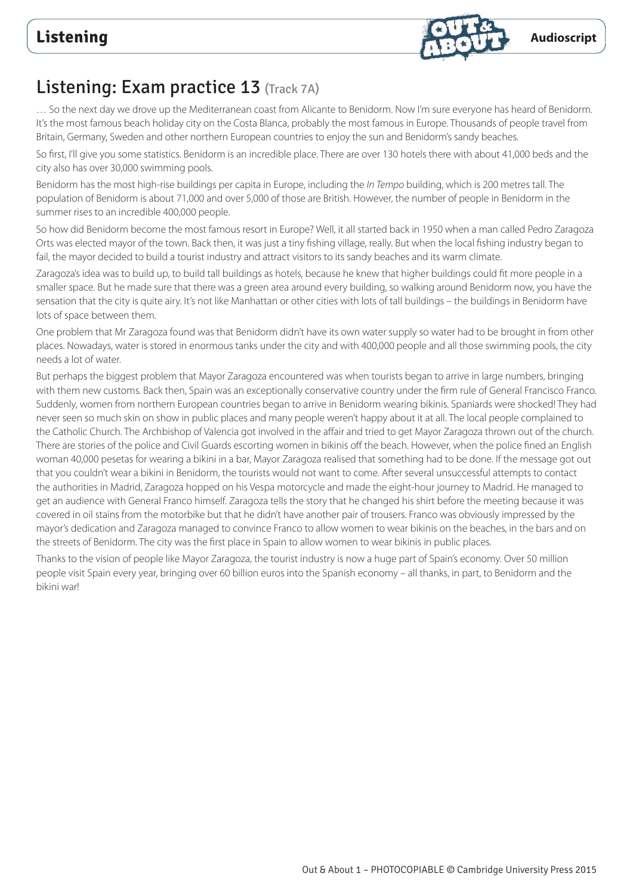# Listening: Exam practice 13 (Track 7A)

… So the next day we drove up the Mediterranean coast from Alicante to Benidorm. Now I'm sure everyone has heard of Benidorm. It's the most famous beach holiday city on the Costa Blanca, probably the most famous in Europe. Thousands of people travel from Britain, Germany, Sweden and other northern European countries to enjoy the sun and Benidorm's sandy beaches.

So first, I'll give you some statistics. Benidorm is an incredible place. There are over 130 hotels there with about 41,000 beds and the city also has over 30,000 swimming pools.

Benidorm has the most high-rise buildings per capita in Europe, including the *In Tempo* building, which is 200 metres tall. The population of Benidorm is about 71,000 and over 5,000 of those are British. However, the number of people in Benidorm in the summer rises to an incredible 400,000 people.

So how did Benidorm become the most famous resort in Europe? Well, it all started back in 1950 when a man called Pedro Zaragoza Orts was elected mayor of the town. Back then, it was just a tiny fishing village, really. But when the local fishing industry began to fail, the mayor decided to build a tourist industry and attract visitors to its sandy beaches and its warm climate.

Zaragoza's idea was to build up, to build tall buildings as hotels, because he knew that higher buildings could fit more people in a smaller space. But he made sure that there was a green area around every building, so walking around Benidorm now, you have the sensation that the city is quite airy. It's not like Manhattan or other cities with lots of tall buildings – the buildings in Benidorm have lots of space between them.

One problem that Mr Zaragoza found was that Benidorm didn't have its own water supply so water had to be brought in from other places. Nowadays, water is stored in enormous tanks under the city and with 400,000 people and all those swimming pools, the city needs a lot of water.

But perhaps the biggest problem that Mayor Zaragoza encountered was when tourists began to arrive in large numbers, bringing with them new customs. Back then, Spain was an exceptionally conservative country under the firm rule of General Francisco Franco. Suddenly, women from northern European countries began to arrive in Benidorm wearing bikinis. Spaniards were shocked! They had never seen so much skin on show in public places and many people weren't happy about it at all. The local people complained to the Catholic Church. The Archbishop of Valencia got involved in the affair and tried to get Mayor Zaragoza thrown out of the church. There are stories of the police and Civil Guards escorting women in bikinis off the beach. However, when the police fined an English woman 40,000 pesetas for wearing a bikini in a bar, Mayor Zaragoza realised that something had to be done. If the message got out that you couldn't wear a bikini in Benidorm, the tourists would not want to come. After several unsuccessful attempts to contact the authorities in Madrid, Zaragoza hopped on his Vespa motorcycle and made the eight-hour journey to Madrid. He managed to get an audience with General Franco himself. Zaragoza tells the story that he changed his shirt before the meeting because it was covered in oil stains from the motorbike but that he didn't have another pair of trousers. Franco was obviously impressed by the mayor's dedication and Zaragoza managed to convince Franco to allow women to wear bikinis on the beaches, in the bars and on the streets of Benidorm. The city was the first place in Spain to allow women to wear bikinis in public places.

Thanks to the vision of people like Mayor Zaragoza, the tourist industry is now a huge part of Spain's economy. Over 50 million people visit Spain every year, bringing over 60 billion euros into the Spanish economy – all thanks, in part, to Benidorm and the bikini war!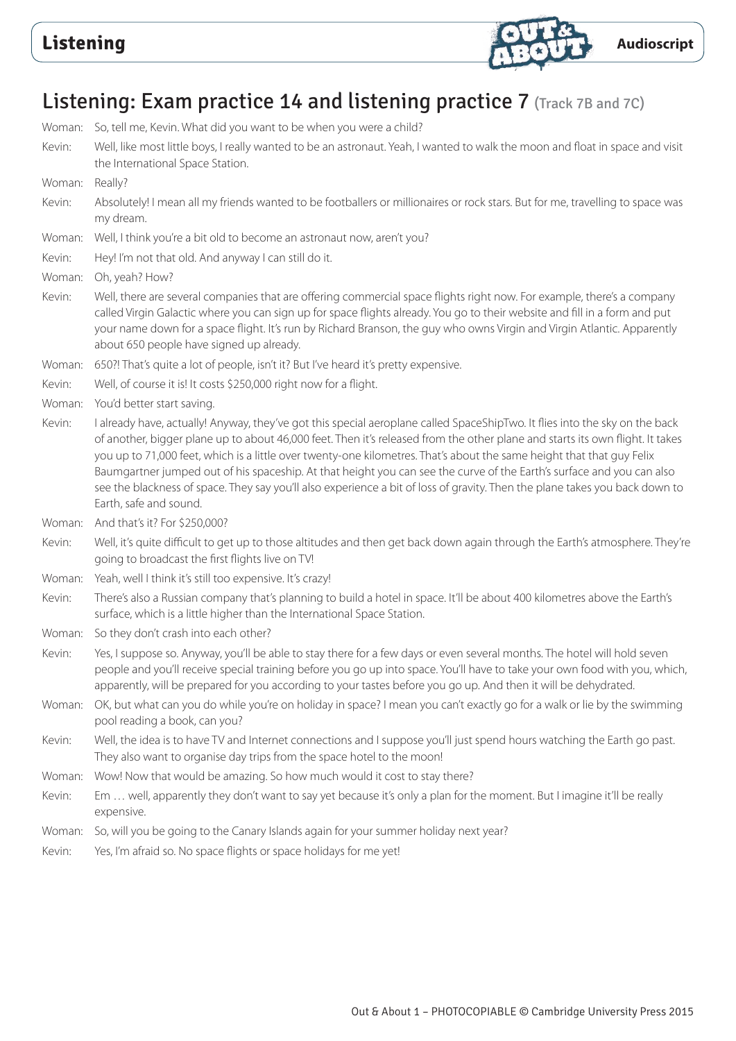## Listening: Exam practice 14 and listening practice 7 (Track 7B and 7C)

Woman: So, tell me, Kevin. What did you want to be when you were a child?

Kevin: Well, like most little boys, I really wanted to be an astronaut. Yeah, I wanted to walk the moon and float in space and visit the International Space Station.

Woman: Really?

Kevin: Absolutely! I mean all my friends wanted to be footballers or millionaires or rock stars. But for me, travelling to space was my dream.

Woman: Well, I think you're a bit old to become an astronaut now, aren't you?

Kevin: Hey! I'm not that old. And anyway I can still do it.

Woman: Oh, yeah? How?

Kevin: Well, there are several companies that are offering commercial space flights right now. For example, there's a company called Virgin Galactic where you can sign up for space flights already. You go to their website and fill in a form and put your name down for a space flight. It's run by Richard Branson, the guy who owns Virgin and Virgin Atlantic. Apparently about 650 people have signed up already.

Woman: 650?! That's quite a lot of people, isn't it? But I've heard it's pretty expensive.

Kevin: Well, of course it is! It costs $250,000 right now for a flight.

Woman: You'd better start saving.

Kevin: I already have, actually! Anyway, they've got this special aeroplane called SpaceShipTwo. It flies into the sky on the back of another, bigger plane up to about 46,000 feet. Then it's released from the other plane and starts its own flight. It takes you up to 71,000 feet, which is a little over twenty-one kilometres. That's about the same height that that guy Felix Baumgartner jumped out of his spaceship. At that height you can see the curve of the Earth's surface and you can also see the blackness of space. They say you'll also experience a bit of loss of gravity. Then the plane takes you back down to Earth, safe and sound.

Woman: And that's it? For $250,000?

Kevin: Well, it's quite difficult to get up to those altitudes and then get back down again through the Earth's atmosphere. They're going to broadcast the first flights live on TV!

Woman: Yeah, well I think it's still too expensive. It's crazy!

Kevin: There's also a Russian company that's planning to build a hotel in space. It'll be about 400 kilometres above the Earth's surface, which is a little higher than the International Space Station.

Woman: So they don't crash into each other?

Kevin: Yes, I suppose so. Anyway, you'll be able to stay there for a few days or even several months. The hotel will hold seven people and you'll receive special training before you go up into space. You'll have to take your own food with you, which, apparently, will be prepared for you according to your tastes before you go up. And then it will be dehydrated.

Woman: OK, but what can you do while you're on holiday in space? I mean you can't exactly go for a walk or lie by the swimming pool reading a book, can you?

Kevin: Well, the idea is to have TV and Internet connections and I suppose you'll just spend hours watching the Earth go past. They also want to organise day trips from the space hotel to the moon!

Woman: Wow! Now that would be amazing. So how much would it cost to stay there?

Kevin: Em … well, apparently they don't want to say yet because it's only a plan for the moment. But I imagine it'll be really expensive.

Woman: So, will you be going to the Canary Islands again for your summer holiday next year?

Kevin: Yes, I'm afraid so. No space flights or space holidays for me yet!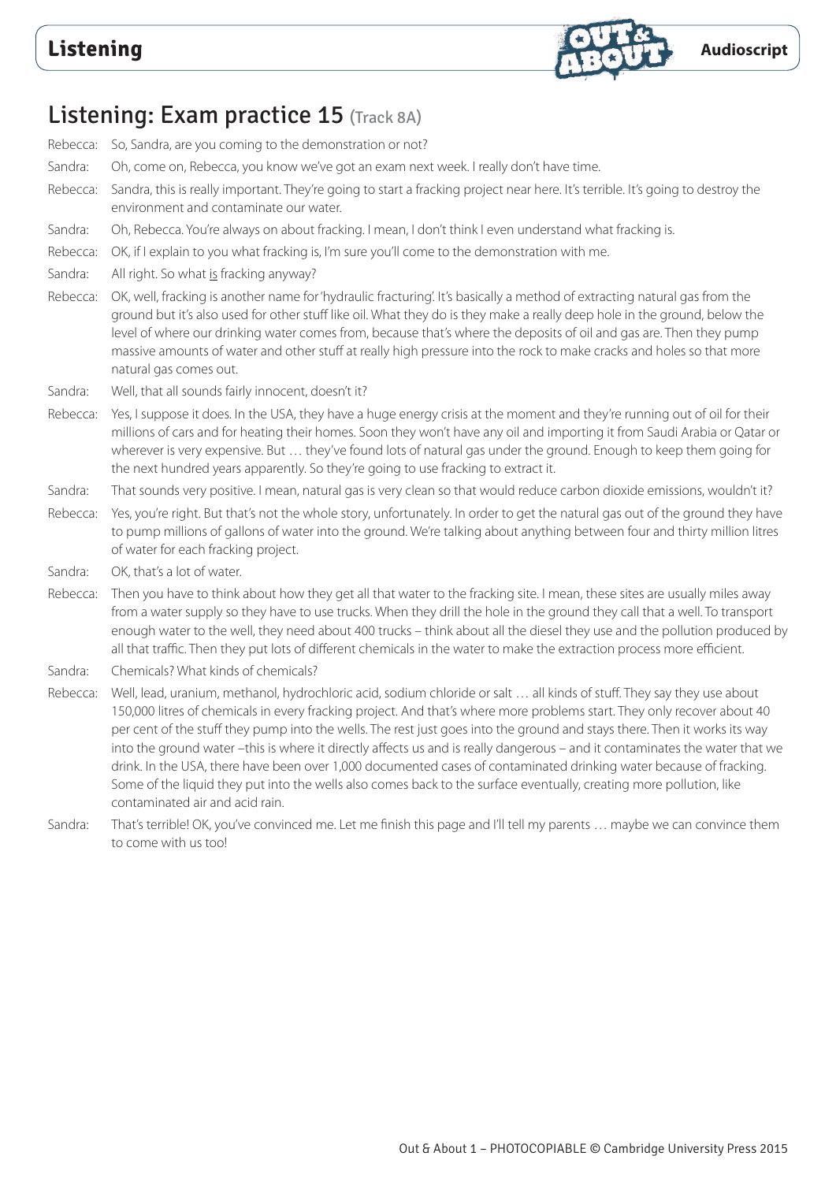## Listening: Exam practice 15 (Track 8A)

Rebecca: So, Sandra, are you coming to the demonstration or not?

Sandra: Oh, come on, Rebecca, you know we've got an exam next week. I really don't have time.

Rebecca: Sandra, this is really important. They're going to start a fracking project near here. It's terrible. It's going to destroy the environment and contaminate our water.

Sandra: Oh, Rebecca. You're always on about fracking. I mean, I don't think I even understand what fracking is.

Rebecca: OK, if I explain to you what fracking is, I'm sure you'll come to the demonstration with me.

Sandra: All right. So what <u>is</u> fracking anyway?

Rebecca: OK, well, fracking is another name for 'hydraulic fracturing'. It's basically a method of extracting natural gas from the ground but it's also used for other stuff like oil. What they do is they make a really deep hole in the ground, below the level of where our drinking water comes from, because that's where the deposits of oil and gas are. Then they pump massive amounts of water and other stuff at really high pressure into the rock to make cracks and holes so that more natural gas comes out.

Sandra: Well, that all sounds fairly innocent, doesn't it?

Rebecca: Yes, I suppose it does. In the USA, they have a huge energy crisis at the moment and they're running out of oil for their millions of cars and for heating their homes. Soon they won't have any oil and importing it from Saudi Arabia or Qatar or wherever is very expensive. But … they've found lots of natural gas under the ground. Enough to keep them going for the next hundred years apparently. So they're going to use fracking to extract it.

Sandra: That sounds very positive. I mean, natural gas is very clean so that would reduce carbon dioxide emissions, wouldn't it?

Rebecca: Yes, you're right. But that's not the whole story, unfortunately. In order to get the natural gas out of the ground they have to pump millions of gallons of water into the ground. We're talking about anything between four and thirty million litres of water for each fracking project.

Sandra: OK, that's a lot of water.

Rebecca: Then you have to think about how they get all that water to the fracking site. I mean, these sites are usually miles away from a water supply so they have to use trucks. When they drill the hole in the ground they call that a well. To transport enough water to the well, they need about 400 trucks – think about all the diesel they use and the pollution produced by all that traffic. Then they put lots of different chemicals in the water to make the extraction process more efficient.

Sandra: Chemicals? What kinds of chemicals?

Rebecca: Well, lead, uranium, methanol, hydrochloric acid, sodium chloride or salt … all kinds of stuff. They say they use about 150,000 litres of chemicals in every fracking project. And that's where more problems start. They only recover about 40 per cent of the stuff they pump into the wells. The rest just goes into the ground and stays there. Then it works its way into the ground water –this is where it directly affects us and is really dangerous – and it contaminates the water that we drink. In the USA, there have been over 1,000 documented cases of contaminated drinking water because of fracking. Some of the liquid they put into the wells also comes back to the surface eventually, creating more pollution, like contaminated air and acid rain.

Sandra: That's terrible! OK, you've convinced me. Let me finish this page and I'll tell my parents … maybe we can convince them to come with us too!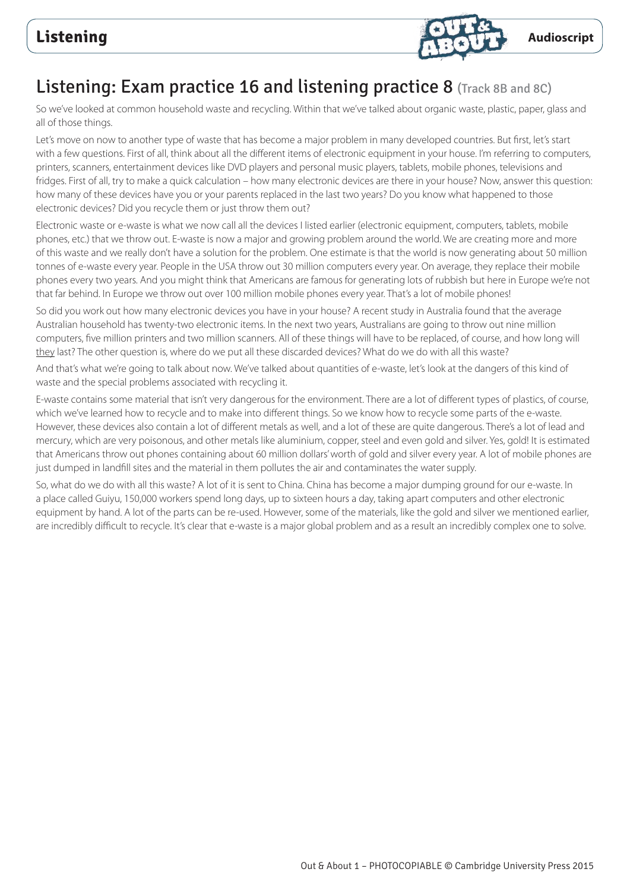# Listening: Exam practice 16 and listening practice 8 (Track 8B and 8C)

So we've looked at common household waste and recycling. Within that we've talked about organic waste, plastic, paper, glass and all of those things.

Let's move on now to another type of waste that has become a major problem in many developed countries. But first, let's start with a few questions. First of all, think about all the different items of electronic equipment in your house. I'm referring to computers, printers, scanners, entertainment devices like DVD players and personal music players, tablets, mobile phones, televisions and fridges. First of all, try to make a quick calculation – how many electronic devices are there in your house? Now, answer this question: how many of these devices have you or your parents replaced in the last two years? Do you know what happened to those electronic devices? Did you recycle them or just throw them out?

Electronic waste or e-waste is what we now call all the devices I listed earlier (electronic equipment, computers, tablets, mobile phones, etc.) that we throw out. E-waste is now a major and growing problem around the world. We are creating more and more of this waste and we really don't have a solution for the problem. One estimate is that the world is now generating about 50 million tonnes of e-waste every year. People in the USA throw out 30 million computers every year. On average, they replace their mobile phones every two years. And you might think that Americans are famous for generating lots of rubbish but here in Europe we're not that far behind. In Europe we throw out over 100 million mobile phones every year. That's a lot of mobile phones!

So did you work out how many electronic devices you have in your house? A recent study in Australia found that the average Australian household has twenty-two electronic items. In the next two years, Australians are going to throw out nine million computers, five million printers and two million scanners. All of these things will have to be replaced, of course, and how long will they last? The other question is, where do we put all these discarded devices? What do we do with all this waste?

And that's what we're going to talk about now. We've talked about quantities of e-waste, let's look at the dangers of this kind of waste and the special problems associated with recycling it.

E-waste contains some material that isn't very dangerous for the environment. There are a lot of different types of plastics, of course, which we've learned how to recycle and to make into different things. So we know how to recycle some parts of the e-waste. However, these devices also contain a lot of different metals as well, and a lot of these are quite dangerous. There's a lot of lead and mercury, which are very poisonous, and other metals like aluminium, copper, steel and even gold and silver. Yes, gold! It is estimated that Americans throw out phones containing about 60 million dollars' worth of gold and silver every year. A lot of mobile phones are just dumped in landfill sites and the material in them pollutes the air and contaminates the water supply.

So, what do we do with all this waste? A lot of it is sent to China. China has become a major dumping ground for our e-waste. In a place called Guiyu, 150,000 workers spend long days, up to sixteen hours a day, taking apart computers and other electronic equipment by hand. A lot of the parts can be re-used. However, some of the materials, like the gold and silver we mentioned earlier, are incredibly difficult to recycle. It's clear that e-waste is a major global problem and as a result an incredibly complex one to solve.